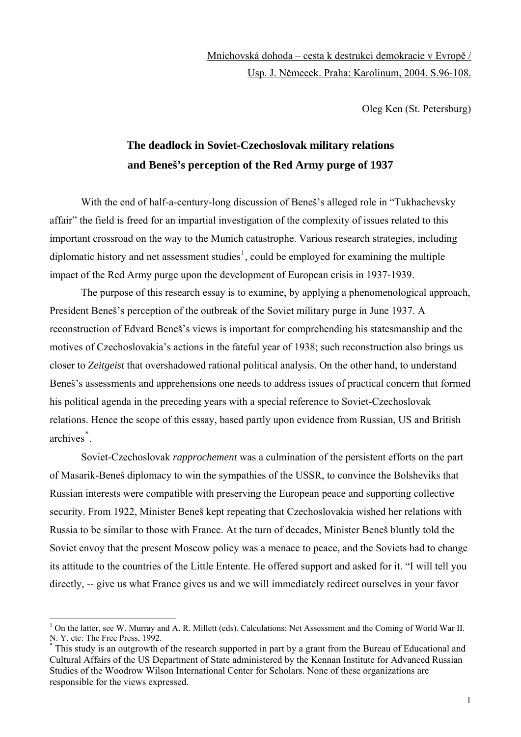Mnichovská dohoda – cesta k destrukci demokracie v Evropě /
Usp. J. Němecek. Praha: Karolinum, 2004. S.96-108.

Oleg Ken (St. Petersburg)

# The deadlock in Soviet-Czechoslovak military relations and Beneš's perception of the Red Army purge of 1937

With the end of half-a-century-long discussion of Beneš's alleged role in "Tukhachevsky affair" the field is freed for an impartial investigation of the complexity of issues related to this important crossroad on the way to the Munich catastrophe. Various research strategies, including diplomatic history and net assessment studies[1], could be employed for examining the multiple impact of the Red Army purge upon the development of European crisis in 1937-1939.

The purpose of this research essay is to examine, by applying a phenomenological approach, President Beneš's perception of the outbreak of the Soviet military purge in June 1937. A reconstruction of Edvard Beneš's views is important for comprehending his statesmanship and the motives of Czechoslovakia's actions in the fateful year of 1938; such reconstruction also brings us closer to *Zeitgeist* that overshadowed rational political analysis. On the other hand, to understand Beneš's assessments and apprehensions one needs to address issues of practical concern that formed his political agenda in the preceding years with a special reference to Soviet-Czechoslovak relations. Hence the scope of this essay, based partly upon evidence from Russian, US and British archives[*].

Soviet-Czechoslovak *rapprochement* was a culmination of the persistent efforts on the part of Masarik-Beneš diplomacy to win the sympathies of the USSR, to convince the Bolsheviks that Russian interests were compatible with preserving the European peace and supporting collective security. From 1922, Minister Beneš kept repeating that Czechoslovakia wished her relations with Russia to be similar to those with France. At the turn of decades, Minister Beneš bluntly told the Soviet envoy that the present Moscow policy was a menace to peace, and the Soviets had to change its attitude to the countries of the Little Entente. He offered support and asked for it. "I will tell you directly, -- give us what France gives us and we will immediately redirect ourselves in your favor

---

[1] On the latter, see W. Murray and A. R. Millett (eds). Calculations: Net Assessment and the Coming of World War II. N. Y. etc: The Free Press, 1992.

[*] This study is an outgrowth of the research supported in part by a grant from the Bureau of Educational and Cultural Affairs of the US Department of State administered by the Kennan Institute for Advanced Russian Studies of the Woodrow Wilson International Center for Scholars. None of these organizations are responsible for the views expressed.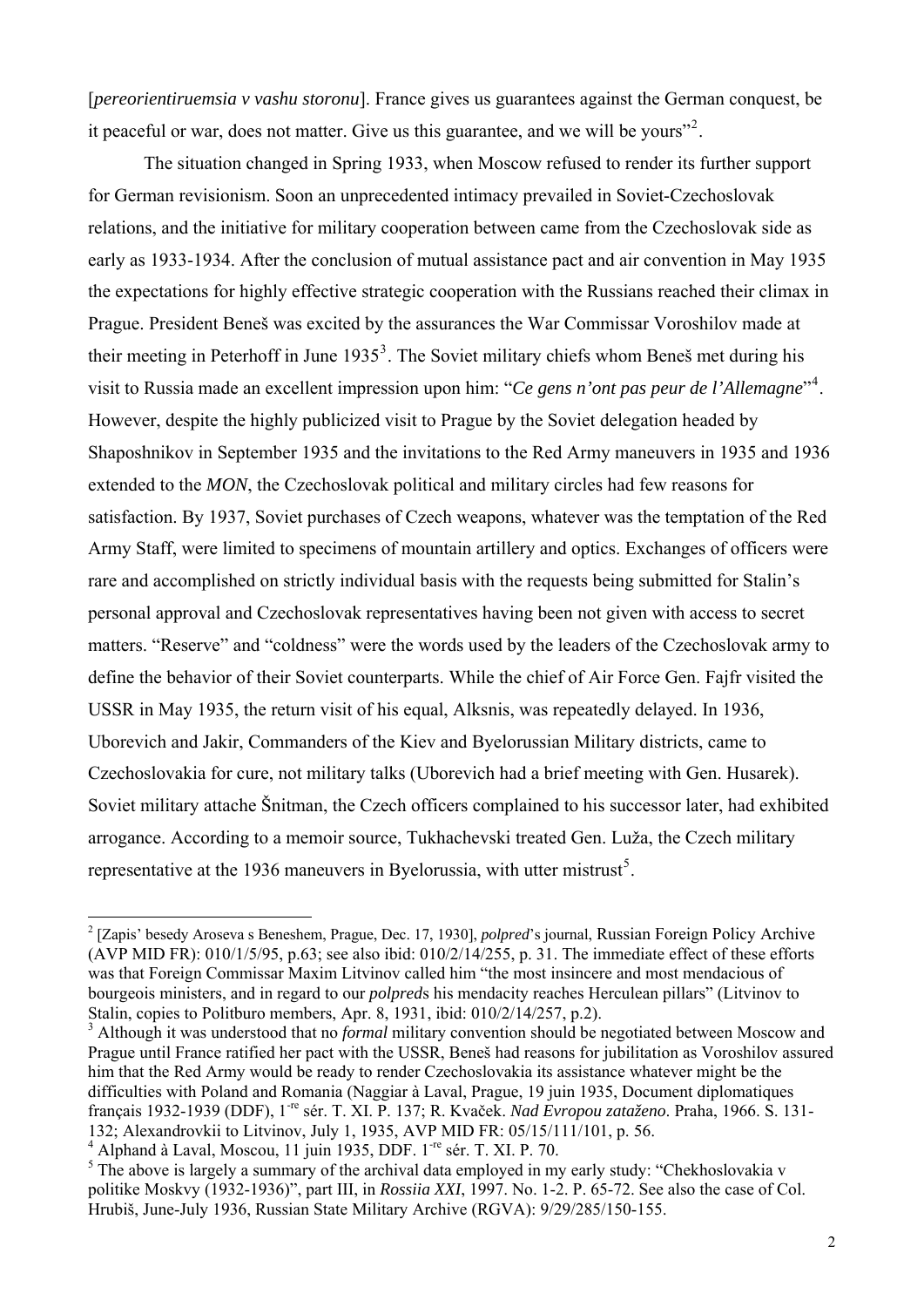[*pereorientiruemsia v vashu storonu*]. France gives us guarantees against the German conquest, be it peaceful or war, does not matter. Give us this guarantee, and we will be yours"[2].

The situation changed in Spring 1933, when Moscow refused to render its further support for German revisionism. Soon an unprecedented intimacy prevailed in Soviet-Czechoslovak relations, and the initiative for military cooperation between came from the Czechoslovak side as early as 1933-1934. After the conclusion of mutual assistance pact and air convention in May 1935 the expectations for highly effective strategic cooperation with the Russians reached their climax in Prague. President Beneš was excited by the assurances the War Commissar Voroshilov made at their meeting in Peterhoff in June 1935[3]. The Soviet military chiefs whom Beneš met during his visit to Russia made an excellent impression upon him: "*Ce gens n'ont pas peur de l'Allemagne*"[4]. However, despite the highly publicized visit to Prague by the Soviet delegation headed by Shaposhnikov in September 1935 and the invitations to the Red Army maneuvers in 1935 and 1936 extended to the *MON*, the Czechoslovak political and military circles had few reasons for satisfaction. By 1937, Soviet purchases of Czech weapons, whatever was the temptation of the Red Army Staff, were limited to specimens of mountain artillery and optics. Exchanges of officers were rare and accomplished on strictly individual basis with the requests being submitted for Stalin's personal approval and Czechoslovak representatives having been not given with access to secret matters. "Reserve" and "coldness" were the words used by the leaders of the Czechoslovak army to define the behavior of their Soviet counterparts. While the chief of Air Force Gen. Fajfr visited the USSR in May 1935, the return visit of his equal, Alksnis, was repeatedly delayed. In 1936, Uborevich and Jakir, Commanders of the Kiev and Byelorussian Military districts, came to Czechoslovakia for cure, not military talks (Uborevich had a brief meeting with Gen. Husarek). Soviet military attache Šnitman, the Czech officers complained to his successor later, had exhibited arrogance. According to a memoir source, Tukhachevski treated Gen. Luža, the Czech military representative at the 1936 maneuvers in Byelorussia, with utter mistrust[5].

---

[2] [Zapis' besedy Aroseva s Beneshem, Prague, Dec. 17, 1930], *polpred*'s journal, Russian Foreign Policy Archive (AVP MID FR): 010/1/5/95, p.63; see also ibid: 010/2/14/255, p. 31. The immediate effect of these efforts was that Foreign Commissar Maxim Litvinov called him "the most insincere and most mendacious of bourgeois ministers, and in regard to our *polpred*s his mendacity reaches Herculean pillars" (Litvinov to Stalin, copies to Politburo members, Apr. 8, 1931, ibid: 010/2/14/257, p.2).

[3] Although it was understood that no *formal* military convention should be negotiated between Moscow and Prague until France ratified her pact with the USSR, Beneš had reasons for jubilation as Voroshilov assured him that the Red Army would be ready to render Czechoslovakia its assistance whatever might be the difficulties with Poland and Romania (Naggiar à Laval, Prague, 19 juin 1935, Document diplomatiques français 1932-1939 (DDF), 1-re sér. T. XI. P. 137; R. Kvaček. *Nad Evropou zataženo*. Praha, 1966. S. 131-132; Alexandrovkii to Litvinov, July 1, 1935, AVP MID FR: 05/15/111/101, p. 56.

[4] Alphand à Laval, Moscou, 11 juin 1935, DDF. 1-re sér. T. XI. P. 70.

[5] The above is largely a summary of the archival data employed in my early study: "Chekhoslovakia v politike Moskvy (1932-1936)", part III, in *Rossiia XXI*, 1997. No. 1-2. P. 65-72. See also the case of Col. Hrubiš, June-July 1936, Russian State Military Archive (RGVA): 9/29/285/150-155.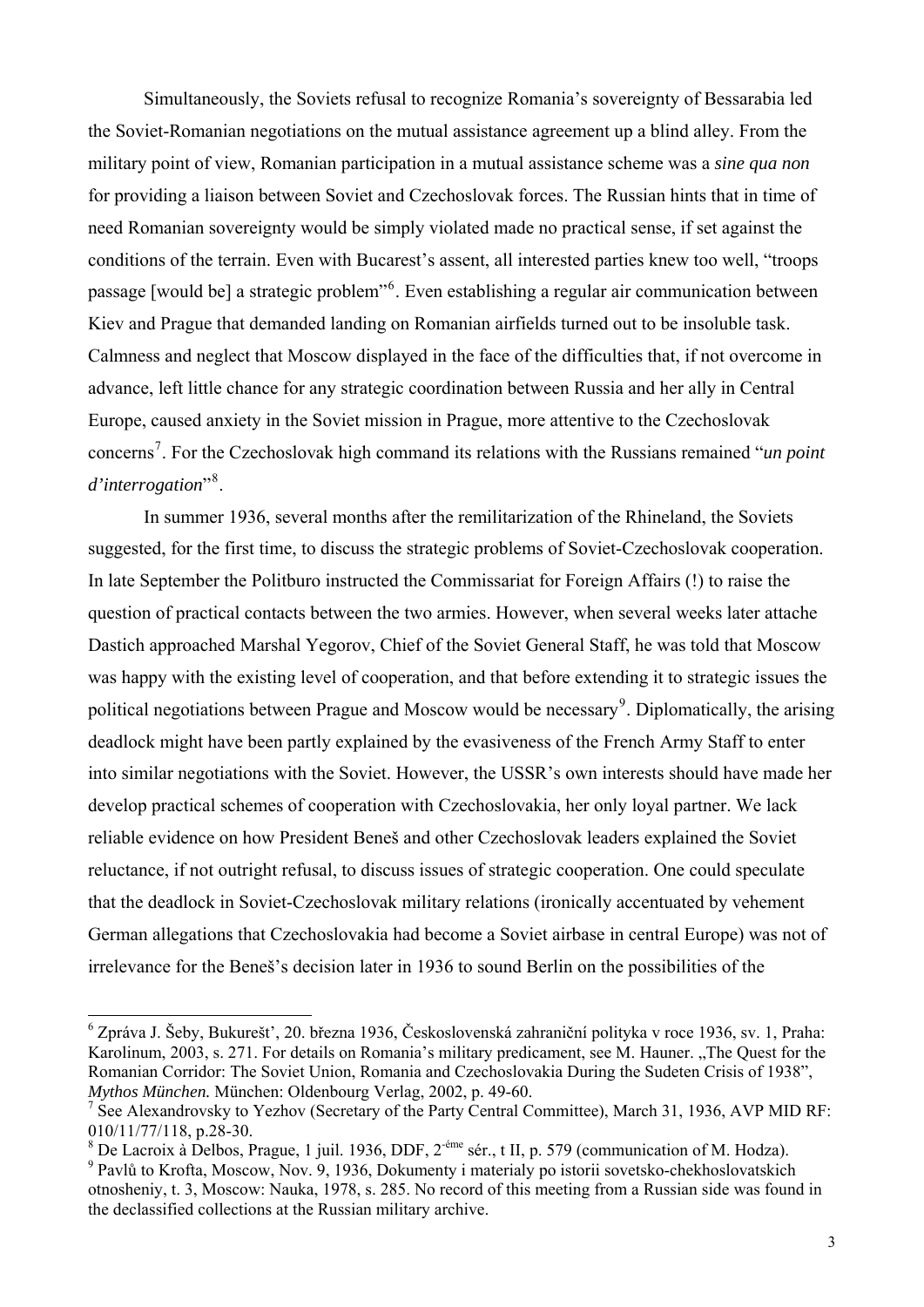Simultaneously, the Soviets refusal to recognize Romania's sovereignty of Bessarabia led the Soviet-Romanian negotiations on the mutual assistance agreement up a blind alley. From the military point of view, Romanian participation in a mutual assistance scheme was a *sine qua non* for providing a liaison between Soviet and Czechoslovak forces. The Russian hints that in time of need Romanian sovereignty would be simply violated made no practical sense, if set against the conditions of the terrain. Even with Bucarest's assent, all interested parties knew too well, "troops passage [would be] a strategic problem"[6]. Even establishing a regular air communication between Kiev and Prague that demanded landing on Romanian airfields turned out to be insoluble task. Calmness and neglect that Moscow displayed in the face of the difficulties that, if not overcome in advance, left little chance for any strategic coordination between Russia and her ally in Central Europe, caused anxiety in the Soviet mission in Prague, more attentive to the Czechoslovak concerns[7]. For the Czechoslovak high command its relations with the Russians remained "*un point d'interrogation*"[8].

In summer 1936, several months after the remilitarization of the Rhineland, the Soviets suggested, for the first time, to discuss the strategic problems of Soviet-Czechoslovak cooperation. In late September the Politburo instructed the Commissariat for Foreign Affairs (!) to raise the question of practical contacts between the two armies. However, when several weeks later attache Dastich approached Marshal Yegorov, Chief of the Soviet General Staff, he was told that Moscow was happy with the existing level of cooperation, and that before extending it to strategic issues the political negotiations between Prague and Moscow would be necessary[9]. Diplomatically, the arising deadlock might have been partly explained by the evasiveness of the French Army Staff to enter into similar negotiations with the Soviet. However, the USSR's own interests should have made her develop practical schemes of cooperation with Czechoslovakia, her only loyal partner. We lack reliable evidence on how President Beneš and other Czechoslovak leaders explained the Soviet reluctance, if not outright refusal, to discuss issues of strategic cooperation. One could speculate that the deadlock in Soviet-Czechoslovak military relations (ironically accentuated by vehement German allegations that Czechoslovakia had become a Soviet airbase in central Europe) was not of irrelevance for the Beneš's decision later in 1936 to sound Berlin on the possibilities of the

---

[6] Zpráva J. Šeby, Bukurešt', 20. března 1936, Československá zahraniční politika v roce 1936, sv. 1, Praha: Karolinum, 2003, s. 271. For details on Romania's military predicament, see M. Hauner. „The Quest for the Romanian Corridor: The Soviet Union, Romania and Czechoslovakia During the Sudeten Crisis of 1938", *Mythos München.* München: Oldenbourg Verlag, 2002, p. 49-60.

[7] See Alexandrovsky to Yezhov (Secretary of the Party Central Committee), March 31, 1936, AVP MID RF: 010/11/77/118, p.28-30.

[8] De Lacroix à Delbos, Prague, 1 juil. 1936, DDF, 2-éme sér., t II, p. 579 (communication of M. Hodza).

[9] Pavlů to Krofta, Moscow, Nov. 9, 1936, Dokumenty i materialy po istorii sovetsko-chekhoslovatskich otnosheniy, t. 3, Moscow: Nauka, 1978, s. 285. No record of this meeting from a Russian side was found in the declassified collections at the Russian military archive.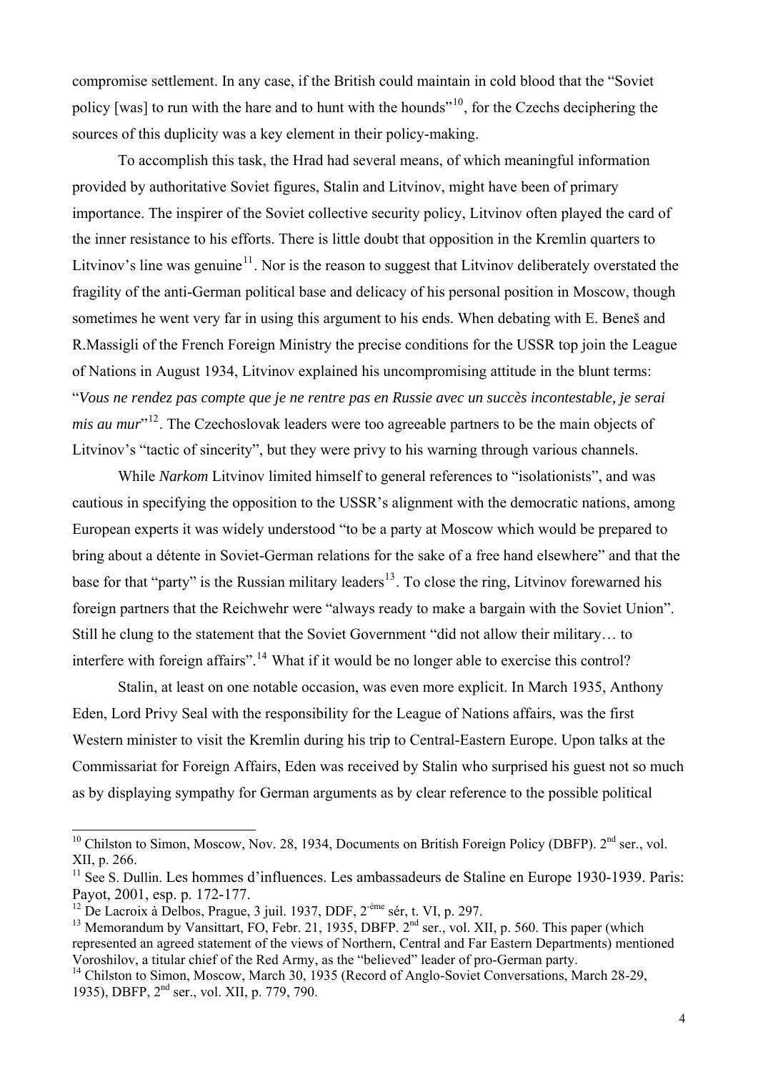compromise settlement. In any case, if the British could maintain in cold blood that the "Soviet policy [was] to run with the hare and to hunt with the hounds"[10], for the Czechs deciphering the sources of this duplicity was a key element in their policy-making.

To accomplish this task, the Hrad had several means, of which meaningful information provided by authoritative Soviet figures, Stalin and Litvinov, might have been of primary importance. The inspirer of the Soviet collective security policy, Litvinov often played the card of the inner resistance to his efforts. There is little doubt that opposition in the Kremlin quarters to Litvinov's line was genuine[11]. Nor is the reason to suggest that Litvinov deliberately overstated the fragility of the anti-German political base and delicacy of his personal position in Moscow, though sometimes he went very far in using this argument to his ends. When debating with E. Beneš and R.Massigli of the French Foreign Ministry the precise conditions for the USSR top join the League of Nations in August 1934, Litvinov explained his uncompromising attitude in the blunt terms: "*Vous ne rendez pas compte que je ne rentre pas en Russie avec un succès incontestable, je serai mis au mur*"[12]. The Czechoslovak leaders were too agreeable partners to be the main objects of Litvinov's "tactic of sincerity", but they were privy to his warning through various channels.

While *Narkom* Litvinov limited himself to general references to "isolationists", and was cautious in specifying the opposition to the USSR's alignment with the democratic nations, among European experts it was widely understood "to be a party at Moscow which would be prepared to bring about a détente in Soviet-German relations for the sake of a free hand elsewhere" and that the base for that "party" is the Russian military leaders[13]. To close the ring, Litvinov forewarned his foreign partners that the Reichwehr were "always ready to make a bargain with the Soviet Union". Still he clung to the statement that the Soviet Government "did not allow their military… to interfere with foreign affairs".[14] What if it would be no longer able to exercise this control?

Stalin, at least on one notable occasion, was even more explicit. In March 1935, Anthony Eden, Lord Privy Seal with the responsibility for the League of Nations affairs, was the first Western minister to visit the Kremlin during his trip to Central-Eastern Europe. Upon talks at the Commissariat for Foreign Affairs, Eden was received by Stalin who surprised his guest not so much as by displaying sympathy for German arguments as by clear reference to the possible political

---

[10] Chilston to Simon, Moscow, Nov. 28, 1934, Documents on British Foreign Policy (DBFP). 2nd ser., vol. XII, p. 266.

[11] See S. Dullin. Les hommes d'influences. Les ambassadeurs de Staline en Europe 1930-1939. Paris: Payot, 2001, esp. p. 172-177.

[12] De Lacroix à Delbos, Prague, 3 juil. 1937, DDF, 2-éme sér, t. VI, p. 297.

[13] Memorandum by Vansittart, FO, Febr. 21, 1935, DBFP. 2nd ser., vol. XII, p. 560. This paper (which represented an agreed statement of the views of Northern, Central and Far Eastern Departments) mentioned Voroshilov, a titular chief of the Red Army, as the "believed" leader of pro-German party.

[14] Chilston to Simon, Moscow, March 30, 1935 (Record of Anglo-Soviet Conversations, March 28-29, 1935), DBFP, 2nd ser., vol. XII, p. 779, 790.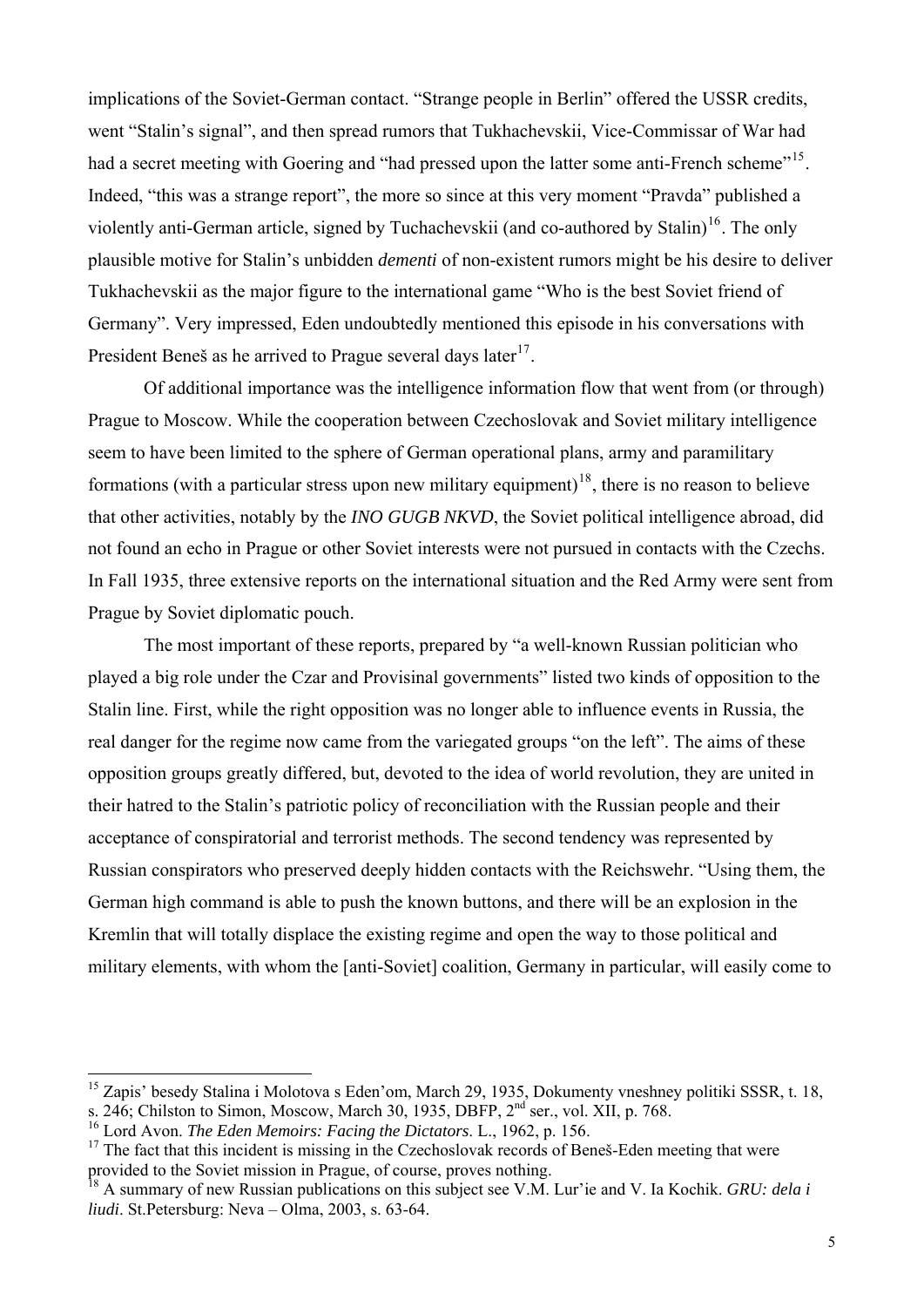implications of the Soviet-German contact. "Strange people in Berlin" offered the USSR credits, went "Stalin's signal", and then spread rumors that Tukhachevskii, Vice-Commissar of War had had a secret meeting with Goering and "had pressed upon the latter some anti-French scheme"[15]. Indeed, "this was a strange report", the more so since at this very moment "Pravda" published a violently anti-German article, signed by Tuchachevskii (and co-authored by Stalin)[16]. The only plausible motive for Stalin's unbidden *dementi* of non-existent rumors might be his desire to deliver Tukhachevskii as the major figure to the international game "Who is the best Soviet friend of Germany". Very impressed, Eden undoubtedly mentioned this episode in his conversations with President Beneš as he arrived to Prague several days later[17].

Of additional importance was the intelligence information flow that went from (or through) Prague to Moscow. While the cooperation between Czechoslovak and Soviet military intelligence seem to have been limited to the sphere of German operational plans, army and paramilitary formations (with a particular stress upon new military equipment)[18], there is no reason to believe that other activities, notably by the *INO GUGB NKVD*, the Soviet political intelligence abroad, did not found an echo in Prague or other Soviet interests were not pursued in contacts with the Czechs. In Fall 1935, three extensive reports on the international situation and the Red Army were sent from Prague by Soviet diplomatic pouch.

The most important of these reports, prepared by "a well-known Russian politician who played a big role under the Czar and Provisinal governments" listed two kinds of opposition to the Stalin line. First, while the right opposition was no longer able to influence events in Russia, the real danger for the regime now came from the variegated groups "on the left". The aims of these opposition groups greatly differed, but, devoted to the idea of world revolution, they are united in their hatred to the Stalin's patriotic policy of reconciliation with the Russian people and their acceptance of conspiratorial and terrorist methods. The second tendency was represented by Russian conspirators who preserved deeply hidden contacts with the Reichswehr. "Using them, the German high command is able to push the known buttons, and there will be an explosion in the Kremlin that will totally displace the existing regime and open the way to those political and military elements, with whom the [anti-Soviet] coalition, Germany in particular, will easily come to

---

[15] Zapis' besedy Stalina i Molotova s Eden'om, March 29, 1935, Dokumenty vneshney politiki SSSR, t. 18, s. 246; Chilston to Simon, Moscow, March 30, 1935, DBFP, 2nd ser., vol. XII, p. 768.

[16] Lord Avon. *The Eden Memoirs: Facing the Dictators*. L., 1962, p. 156.

[17] The fact that this incident is missing in the Czechoslovak records of Beneš-Eden meeting that were provided to the Soviet mission in Prague, of course, proves nothing.

[18] A summary of new Russian publications on this subject see V.M. Lur'ie and V. Ia Kochik. *GRU: dela i liudi*. St.Petersburg: Neva – Olma, 2003, s. 63-64.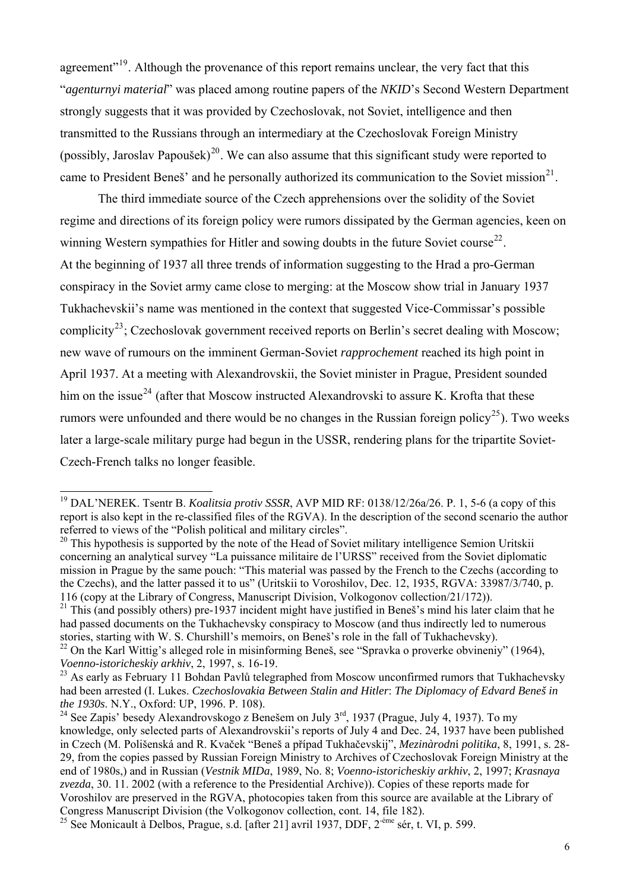agreement"[19]. Although the provenance of this report remains unclear, the very fact that this "*agenturnyi material*" was placed among routine papers of the *NKID*'s Second Western Department strongly suggests that it was provided by Czechoslovak, not Soviet, intelligence and then transmitted to the Russians through an intermediary at the Czechoslovak Foreign Ministry (possibly, Jaroslav Papoušek)[20]. We can also assume that this significant study were reported to came to President Beneš' and he personally authorized its communication to the Soviet mission[21].

The third immediate source of the Czech apprehensions over the solidity of the Soviet regime and directions of its foreign policy were rumors dissipated by the German agencies, keen on winning Western sympathies for Hitler and sowing doubts in the future Soviet course[22].
At the beginning of 1937 all three trends of information suggesting to the Hrad a pro-German conspiracy in the Soviet army came close to merging: at the Moscow show trial in January 1937 Tukhachevskii's name was mentioned in the context that suggested Vice-Commissar's possible complicity[23]; Czechoslovak government received reports on Berlin's secret dealing with Moscow; new wave of rumours on the imminent German-Soviet *rapprochement* reached its high point in April 1937. At a meeting with Alexandrovskii, the Soviet minister in Prague, President sounded him on the issue[24] (after that Moscow instructed Alexandrovski to assure K. Krofta that these rumors were unfounded and there would be no changes in the Russian foreign policy[25]). Two weeks later a large-scale military purge had begun in the USSR, rendering plans for the tripartite Soviet-Czech-French talks no longer feasible.

---

[19] DAL'NEREK. Tsentr B. *Koalitsia protiv SSSR*, AVP MID RF: 0138/12/26a/26. P. 1, 5-6 (a copy of this report is also kept in the re-classified files of the RGVA). In the description of the second scenario the author referred to views of the "Polish political and military circles".

[20] This hypothesis is supported by the note of the Head of Soviet military intelligence Semion Uritskii concerning an analytical survey "La puissance militaire de l'URSS" received from the Soviet diplomatic mission in Prague by the same pouch: "This material was passed by the French to the Czechs (according to the Czechs), and the latter passed it to us" (Uritskii to Voroshilov, Dec. 12, 1935, RGVA: 33987/3/740, p. 116 (copy at the Library of Congress, Manuscript Division, Volkogonov collection/21/172)).

[21] This (and possibly others) pre-1937 incident might have justified in Beneš's mind his later claim that he had passed documents on the Tukhachevsky conspiracy to Moscow (and thus indirectly led to numerous stories, starting with W. S. Churshill's memoirs, on Beneš's role in the fall of Tukhachevsky).

[22] On the Karl Wittig's alleged role in misinforming Beneš, see "Spravka o proverke obvineniy" (1964), *Voenno-istoricheskiy arkhiv*, 2, 1997, s. 16-19.

[23] As early as February 11 Bohdan Pavlů telegraphed from Moscow unconfirmed rumors that Tukhachevsky had been arrested (I. Lukes. *Czechoslovakia Between Stalin and Hitler*: *The Diplomacy of Edvard Beneš in the 1930s*. N.Y., Oxford: UP, 1996. P. 108).

[24] See Zapis' besedy Alexandrovskogo z Benešem on July 3rd, 1937 (Prague, July 4, 1937). To my knowledge, only selected parts of Alexandrovskii's reports of July 4 and Dec. 24, 1937 have been published in Czech (M. Polišenská and R. Kvaček "Beneš a případ Tukhačevskij", *Mezinàrodní politika*, 8, 1991, s. 28-29, from the copies passed by Russian Foreign Ministry to Archives of Czechoslovak Foreign Ministry at the end of 1980s,) and in Russian (*Vestnik MIDa*, 1989, No. 8; *Voenno-istoricheskiy arkhiv*, 2, 1997; *Krasnaya zvezda*, 30. 11. 2002 (with a reference to the Presidential Archive)). Copies of these reports made for Voroshilov are preserved in the RGVA, photocopies taken from this source are available at the Library of Congress Manuscript Division (the Volkogonov collection, cont. 14, file 182).

[25] See Monicault à Delbos, Prague, s.d. [after 21] avril 1937, DDF, 2-éme sér, t. VI, p. 599.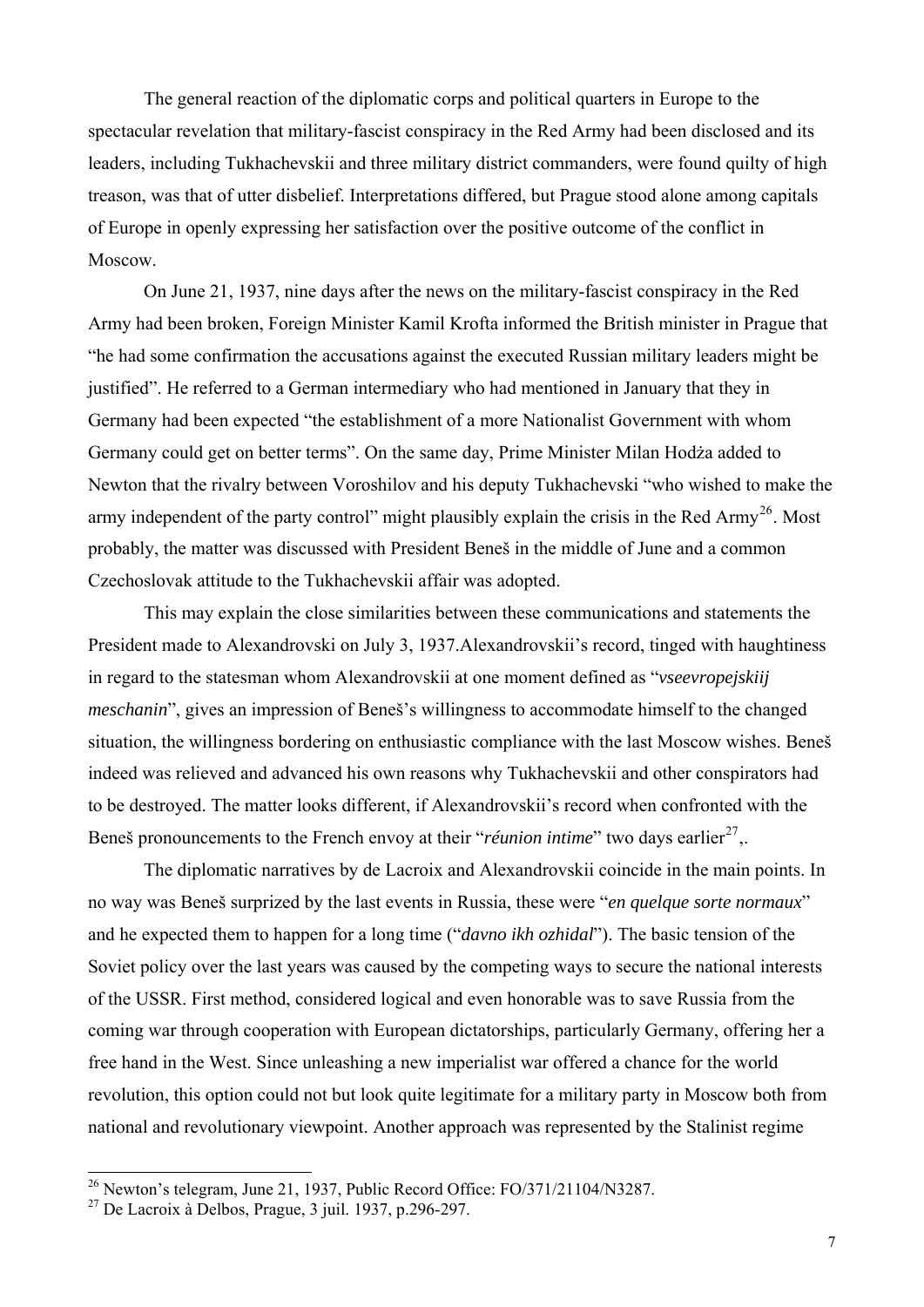The general reaction of the diplomatic corps and political quarters in Europe to the spectacular revelation that military-fascist conspiracy in the Red Army had been disclosed and its leaders, including Tukhachevskii and three military district commanders, were found quilty of high treason, was that of utter disbelief. Interpretations differed, but Prague stood alone among capitals of Europe in openly expressing her satisfaction over the positive outcome of the conflict in Moscow.

On June 21, 1937, nine days after the news on the military-fascist conspiracy in the Red Army had been broken, Foreign Minister Kamil Krofta informed the British minister in Prague that "he had some confirmation the accusations against the executed Russian military leaders might be justified". He referred to a German intermediary who had mentioned in January that they in Germany had been expected "the establishment of a more Nationalist Government with whom Germany could get on better terms". On the same day, Prime Minister Milan Hodża added to Newton that the rivalry between Voroshilov and his deputy Tukhachevski "who wished to make the army independent of the party control" might plausibly explain the crisis in the Red Army[26]. Most probably, the matter was discussed with President Beneš in the middle of June and a common Czechoslovak attitude to the Tukhachevskii affair was adopted.

This may explain the close similarities between these communications and statements the President made to Alexandrovski on July 3, 1937.Alexandrovskii's record, tinged with haughtiness in regard to the statesman whom Alexandrovskii at one moment defined as "*vseevropejskiij meschanin*", gives an impression of Beneš's willingness to accommodate himself to the changed situation, the willingness bordering on enthusiastic compliance with the last Moscow wishes. Beneš indeed was relieved and advanced his own reasons why Tukhachevskii and other conspirators had to be destroyed. The matter looks different, if Alexandrovskii's record when confronted with the Beneš pronouncements to the French envoy at their "*réunion intime*" two days earlier[27],.

The diplomatic narratives by de Lacroix and Alexandrovskii coincide in the main points. In no way was Beneš surprized by the last events in Russia, these were "*en quelque sorte normaux*" and he expected them to happen for a long time ("*davno ikh ozhidal*"). The basic tension of the Soviet policy over the last years was caused by the competing ways to secure the national interests of the USSR. First method, considered logical and even honorable was to save Russia from the coming war through cooperation with European dictatorships, particularly Germany, offering her a free hand in the West. Since unleashing a new imperialist war offered a chance for the world revolution, this option could not but look quite legitimate for a military party in Moscow both from national and revolutionary viewpoint. Another approach was represented by the Stalinist regime

---

[26] Newton's telegram, June 21, 1937, Public Record Office: FO/371/21104/N3287.

[27] De Lacroix à Delbos, Prague, 3 juil. 1937, p.296-297.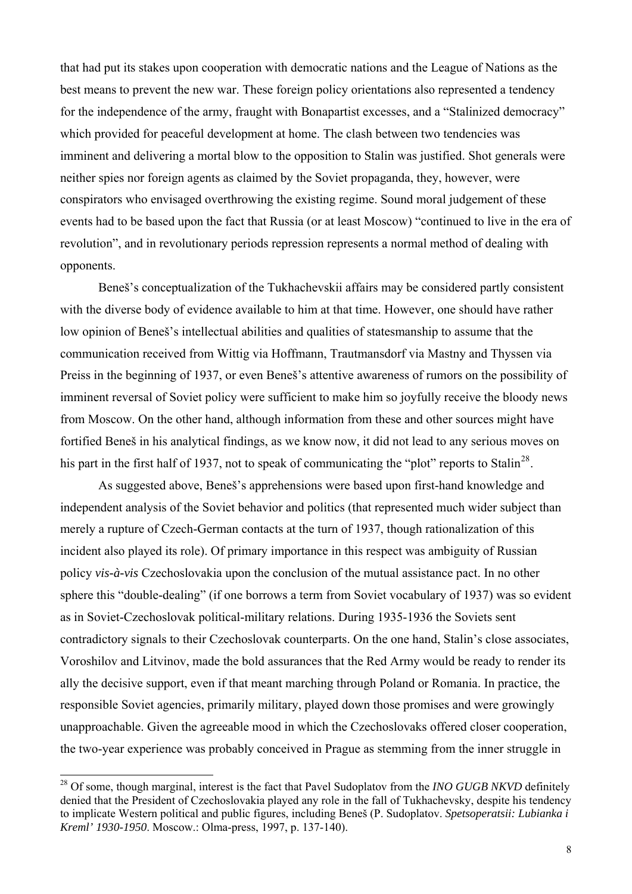that had put its stakes upon cooperation with democratic nations and the League of Nations as the best means to prevent the new war. These foreign policy orientations also represented a tendency for the independence of the army, fraught with Bonapartist excesses, and a "Stalinized democracy" which provided for peaceful development at home. The clash between two tendencies was imminent and delivering a mortal blow to the opposition to Stalin was justified. Shot generals were neither spies nor foreign agents as claimed by the Soviet propaganda, they, however, were conspirators who envisaged overthrowing the existing regime. Sound moral judgement of these events had to be based upon the fact that Russia (or at least Moscow) "continued to live in the era of revolution", and in revolutionary periods repression represents a normal method of dealing with opponents.

Beneš's conceptualization of the Tukhachevskii affairs may be considered partly consistent with the diverse body of evidence available to him at that time. However, one should have rather low opinion of Beneš's intellectual abilities and qualities of statesmanship to assume that the communication received from Wittig via Hoffmann, Trautmansdorf via Mastny and Thyssen via Preiss in the beginning of 1937, or even Beneš's attentive awareness of rumors on the possibility of imminent reversal of Soviet policy were sufficient to make him so joyfully receive the bloody news from Moscow. On the other hand, although information from these and other sources might have fortified Beneš in his analytical findings, as we know now, it did not lead to any serious moves on his part in the first half of 1937, not to speak of communicating the "plot" reports to Stalin[28].

As suggested above, Beneš's apprehensions were based upon first-hand knowledge and independent analysis of the Soviet behavior and politics (that represented much wider subject than merely a rupture of Czech-German contacts at the turn of 1937, though rationalization of this incident also played its role). Of primary importance in this respect was ambiguity of Russian policy *vis-à-vis* Czechoslovakia upon the conclusion of the mutual assistance pact. In no other sphere this "double-dealing" (if one borrows a term from Soviet vocabulary of 1937) was so evident as in Soviet-Czechoslovak political-military relations. During 1935-1936 the Soviets sent contradictory signals to their Czechoslovak counterparts. On the one hand, Stalin's close associates, Voroshilov and Litvinov, made the bold assurances that the Red Army would be ready to render its ally the decisive support, even if that meant marching through Poland or Romania. In practice, the responsible Soviet agencies, primarily military, played down those promises and were growingly unapproachable. Given the agreeable mood in which the Czechoslovaks offered closer cooperation, the two-year experience was probably conceived in Prague as stemming from the inner struggle in

---

[28] Of some, though marginal, interest is the fact that Pavel Sudoplatov from the *INO GUGB NKVD* definitely denied that the President of Czechoslovakia played any role in the fall of Tukhachevsky, despite his tendency to implicate Western political and public figures, including Beneš (P. Sudoplatov. *Spetsoperatsii: Lubianka i Kreml' 1930-1950*. Moscow.: Olma-press, 1997, p. 137-140).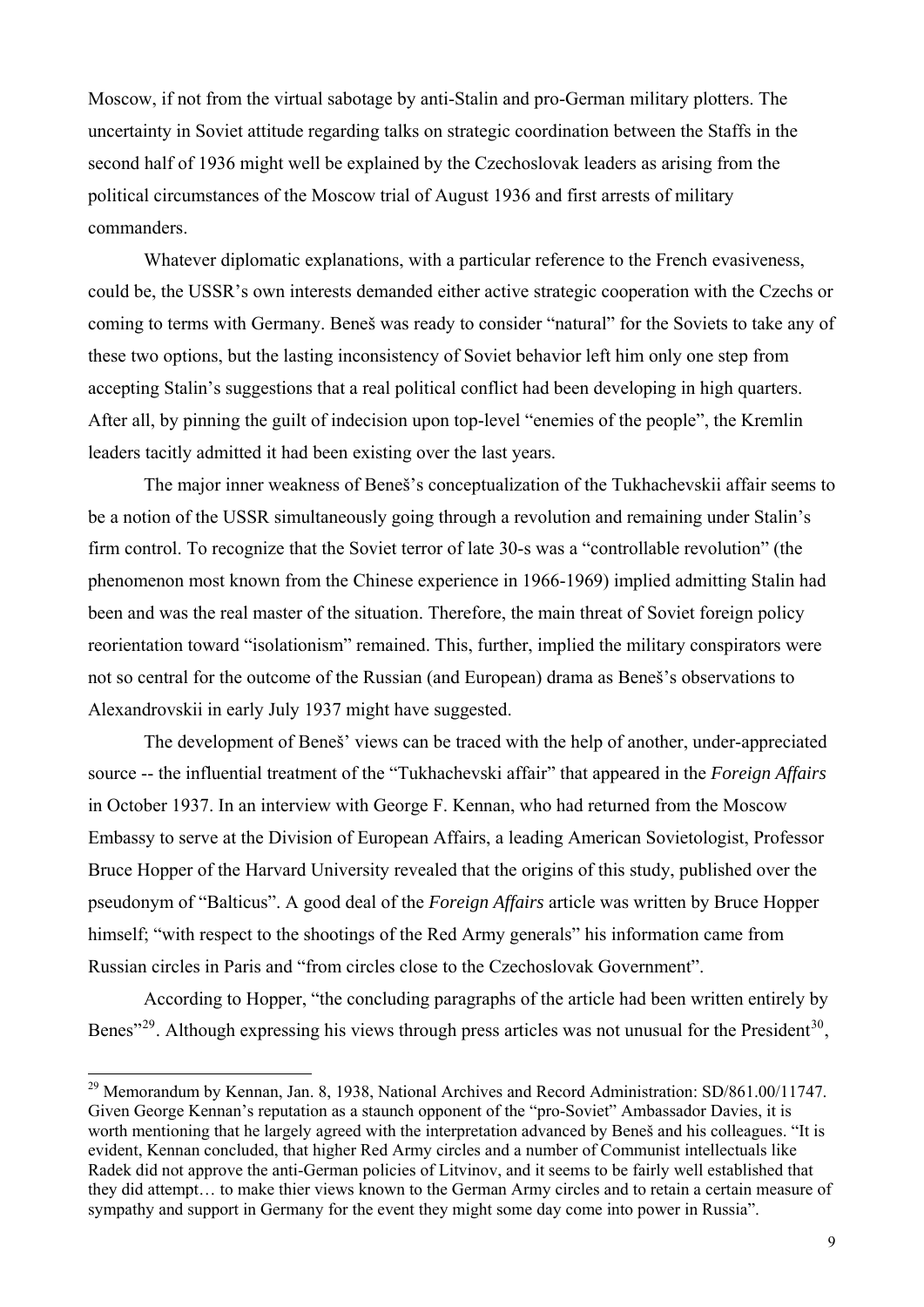Moscow, if not from the virtual sabotage by anti-Stalin and pro-German military plotters. The uncertainty in Soviet attitude regarding talks on strategic coordination between the Staffs in the second half of 1936 might well be explained by the Czechoslovak leaders as arising from the political circumstances of the Moscow trial of August 1936 and first arrests of military commanders.

Whatever diplomatic explanations, with a particular reference to the French evasiveness, could be, the USSR's own interests demanded either active strategic cooperation with the Czechs or coming to terms with Germany. Beneš was ready to consider "natural" for the Soviets to take any of these two options, but the lasting inconsistency of Soviet behavior left him only one step from accepting Stalin's suggestions that a real political conflict had been developing in high quarters. After all, by pinning the guilt of indecision upon top-level "enemies of the people", the Kremlin leaders tacitly admitted it had been existing over the last years.

The major inner weakness of Beneš's conceptualization of the Tukhachevskii affair seems to be a notion of the USSR simultaneously going through a revolution and remaining under Stalin's firm control. To recognize that the Soviet terror of late 30-s was a "controllable revolution" (the phenomenon most known from the Chinese experience in 1966-1969) implied admitting Stalin had been and was the real master of the situation. Therefore, the main threat of Soviet foreign policy reorientation toward "isolationism" remained. This, further, implied the military conspirators were not so central for the outcome of the Russian (and European) drama as Beneš's observations to Alexandrovskii in early July 1937 might have suggested.

The development of Beneš' views can be traced with the help of another, under-appreciated source -- the influential treatment of the "Tukhachevski affair" that appeared in the *Foreign Affairs* in October 1937. In an interview with George F. Kennan, who had returned from the Moscow Embassy to serve at the Division of European Affairs, a leading American Sovietologist, Professor Bruce Hopper of the Harvard University revealed that the origins of this study, published over the pseudonym of "Balticus". A good deal of the *Foreign Affairs* article was written by Bruce Hopper himself; "with respect to the shootings of the Red Army generals" his information came from Russian circles in Paris and "from circles close to the Czechoslovak Government".

According to Hopper, "the concluding paragraphs of the article had been written entirely by Benes"[29]. Although expressing his views through press articles was not unusual for the President[30],

---

[29] Memorandum by Kennan, Jan. 8, 1938, National Archives and Record Administration: SD/861.00/11747. Given George Kennan's reputation as a staunch opponent of the "pro-Soviet" Ambassador Davies, it is worth mentioning that he largely agreed with the interpretation advanced by Beneš and his colleagues. "It is evident, Kennan concluded, that higher Red Army circles and a number of Communist intellectuals like Radek did not approve the anti-German policies of Litvinov, and it seems to be fairly well established that they did attempt… to make thier views known to the German Army circles and to retain a certain measure of sympathy and support in Germany for the event they might some day come into power in Russia".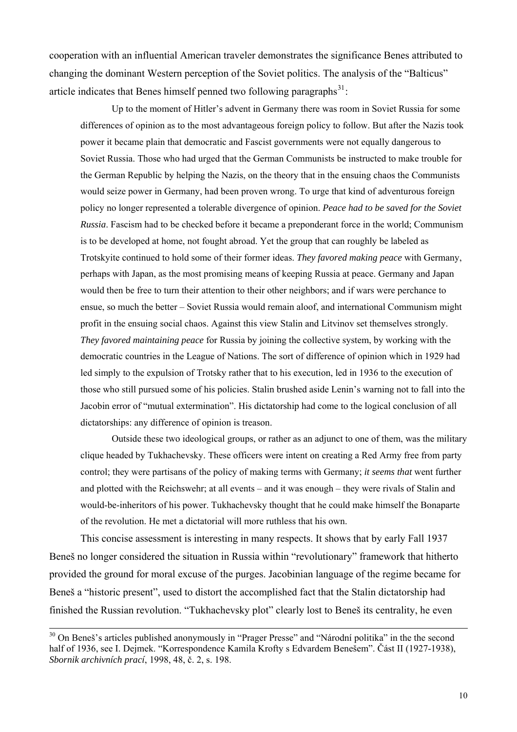cooperation with an influential American traveler demonstrates the significance Benes attributed to changing the dominant Western perception of the Soviet politics. The analysis of the "Balticus" article indicates that Benes himself penned two following paragraphs[31]:

> Up to the moment of Hitler's advent in Germany there was room in Soviet Russia for some differences of opinion as to the most advantageous foreign policy to follow. But after the Nazis took power it became plain that democratic and Fascist governments were not equally dangerous to Soviet Russia. Those who had urged that the German Communists be instructed to make trouble for the German Republic by helping the Nazis, on the theory that in the ensuing chaos the Communists would seize power in Germany, had been proven wrong. To urge that kind of adventurous foreign policy no longer represented a tolerable divergence of opinion. *Peace had to be saved for the Soviet Russia*. Fascism had to be checked before it became a preponderant force in the world; Communism is to be developed at home, not fought abroad. Yet the group that can roughly be labeled as Trotskyite continued to hold some of their former ideas. *They favored making peace* with Germany, perhaps with Japan, as the most promising means of keeping Russia at peace. Germany and Japan would then be free to turn their attention to their other neighbors; and if wars were perchance to ensue, so much the better – Soviet Russia would remain aloof, and international Communism might profit in the ensuing social chaos. Against this view Stalin and Litvinov set themselves strongly. *They favored maintaining peace* for Russia by joining the collective system, by working with the democratic countries in the League of Nations. The sort of difference of opinion which in 1929 had led simply to the expulsion of Trotsky rather that to his execution, led in 1936 to the execution of those who still pursued some of his policies. Stalin brushed aside Lenin's warning not to fall into the Jacobin error of "mutual extermination". His dictatorship had come to the logical conclusion of all dictatorships: any difference of opinion is treason.
>
> Outside these two ideological groups, or rather as an adjunct to one of them, was the military clique headed by Tukhachevsky. These officers were intent on creating a Red Army free from party control; they were partisans of the policy of making terms with Germany; *it seems that* went further and plotted with the Reichswehr; at all events – and it was enough – they were rivals of Stalin and would-be-inheritors of his power. Tukhachevsky thought that he could make himself the Bonaparte of the revolution. He met a dictatorial will more ruthless that his own.

This concise assessment is interesting in many respects. It shows that by early Fall 1937 Beneš no longer considered the situation in Russia within "revolutionary" framework that hitherto provided the ground for moral excuse of the purges. Jacobinian language of the regime became for Beneš a "historic present", used to distort the accomplished fact that the Stalin dictatorship had finished the Russian revolution. "Tukhachevsky plot" clearly lost to Beneš its centrality, he even

[30] On Beneš's articles published anonymously in "Prager Presse" and "Národní politika" in the the second half of 1936, see I. Dejmek. "Korrespondence Kamila Krofty s Edvardem Benešem". Část II (1927-1938), *Sbornik archivních prací*, 1998, 48, č. 2, s. 198.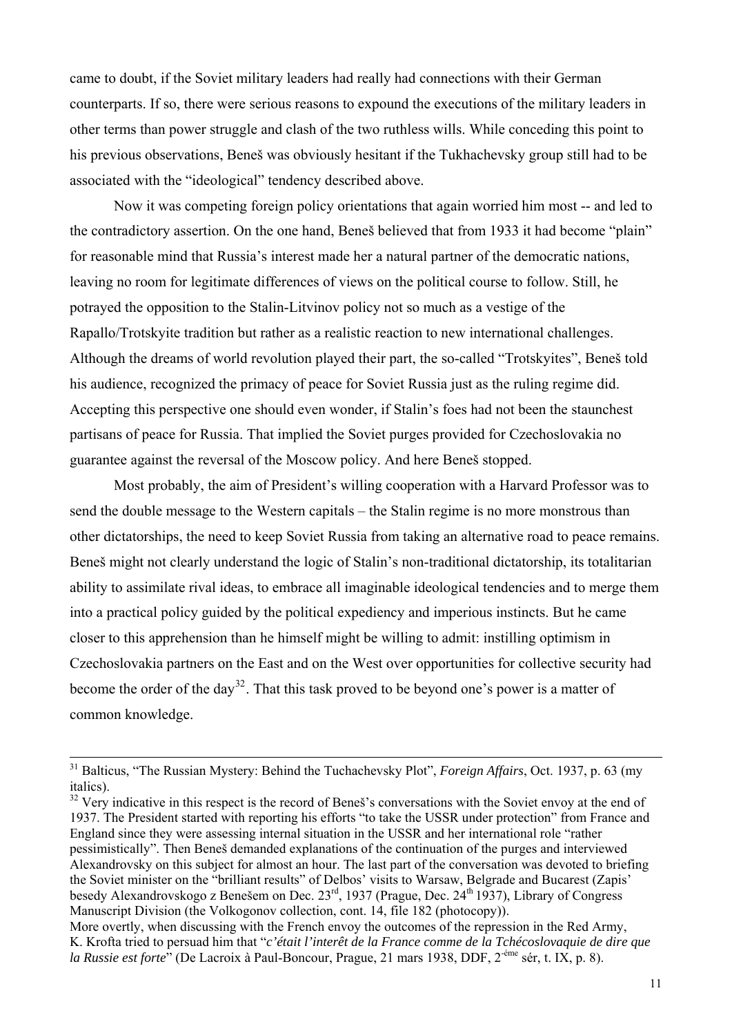came to doubt, if the Soviet military leaders had really had connections with their German counterparts. If so, there were serious reasons to expound the executions of the military leaders in other terms than power struggle and clash of the two ruthless wills. While conceding this point to his previous observations, Beneš was obviously hesitant if the Tukhachevsky group still had to be associated with the "ideological" tendency described above.

Now it was competing foreign policy orientations that again worried him most -- and led to the contradictory assertion. On the one hand, Beneš believed that from 1933 it had become "plain" for reasonable mind that Russia's interest made her a natural partner of the democratic nations, leaving no room for legitimate differences of views on the political course to follow. Still, he potrayed the opposition to the Stalin-Litvinov policy not so much as a vestige of the Rapallo/Trotskyite tradition but rather as a realistic reaction to new international challenges. Although the dreams of world revolution played their part, the so-called "Trotskyites", Beneš told his audience, recognized the primacy of peace for Soviet Russia just as the ruling regime did. Accepting this perspective one should even wonder, if Stalin's foes had not been the staunchest partisans of peace for Russia. That implied the Soviet purges provided for Czechoslovakia no guarantee against the reversal of the Moscow policy. And here Beneš stopped.

Most probably, the aim of President's willing cooperation with a Harvard Professor was to send the double message to the Western capitals – the Stalin regime is no more monstrous than other dictatorships, the need to keep Soviet Russia from taking an alternative road to peace remains. Beneš might not clearly understand the logic of Stalin's non-traditional dictatorship, its totalitarian ability to assimilate rival ideas, to embrace all imaginable ideological tendencies and to merge them into a practical policy guided by the political expediency and imperious instincts. But he came closer to this apprehension than he himself might be willing to admit: instilling optimism in Czechoslovakia partners on the East and on the West over opportunities for collective security had become the order of the day[32]. That this task proved to be beyond one's power is a matter of common knowledge.

---

[31] Balticus, "The Russian Mystery: Behind the Tuchachevsky Plot", *Foreign Affairs*, Oct. 1937, p. 63 (my italics).

[32] Very indicative in this respect is the record of Beneš's conversations with the Soviet envoy at the end of 1937. The President started with reporting his efforts "to take the USSR under protection" from France and England since they were assessing internal situation in the USSR and her international role "rather pessimistically". Then Beneš demanded explanations of the continuation of the purges and interviewed Alexandrovsky on this subject for almost an hour. The last part of the conversation was devoted to briefing the Soviet minister on the "brilliant results" of Delbos' visits to Warsaw, Belgrade and Bucarest (Zapis' besedy Alexandrovskogo z Benešem on Dec. 23rd, 1937 (Prague, Dec. 24th 1937), Library of Congress Manuscript Division (the Volkogonov collection, cont. 14, file 182 (photocopy)).
More overtly, when discussing with the French envoy the outcomes of the repression in the Red Army, K. Krofta tried to persuad him that "*c'était l'interêt de la France comme de la Tchécoslovaquie de dire que la Russie est forte*" (De Lacroix à Paul-Boncour, Prague, 21 mars 1938, DDF, 2-éme sér, t. IX, p. 8).